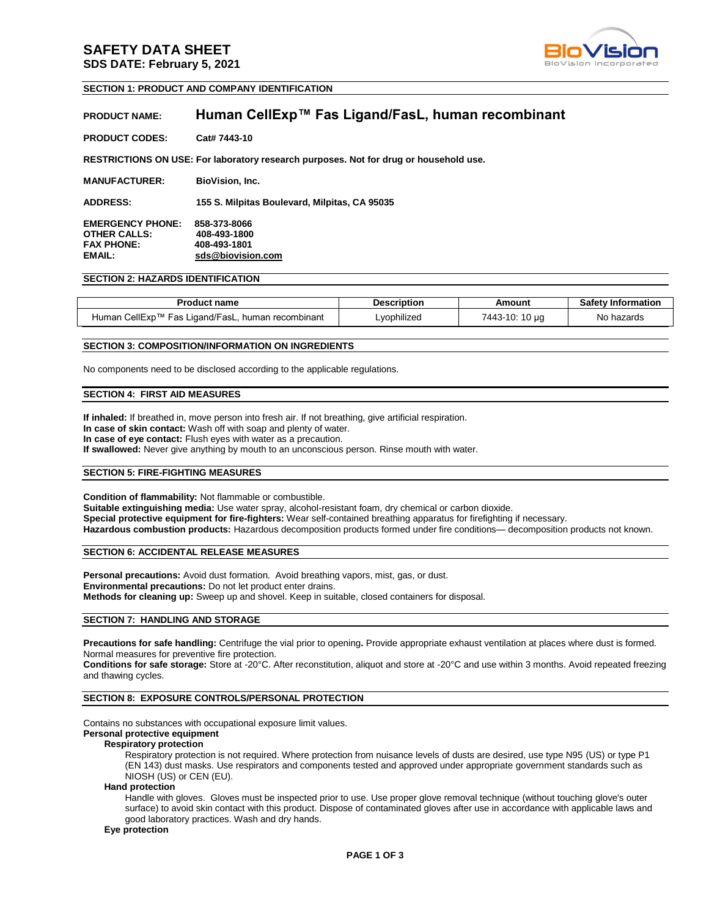# SAFETY DATA SHEET

**SDS DATE: February 5, 2021**

BioVision
BioVision Incorporated

## SECTION 1: PRODUCT AND COMPANY IDENTIFICATION

**PRODUCT NAME:** **Human CellExp™ Fas Ligand/FasL, human recombinant**

**PRODUCT CODES:** **Cat# 7443-10**

**RESTRICTIONS ON USE: For laboratory research purposes. Not for drug or household use.**

**MANUFACTURER:** **BioVision, Inc.**

**ADDRESS:** **155 S. Milpitas Boulevard, Milpitas, CA 95035**

**EMERGENCY PHONE:** **858-373-8066**
**OTHER CALLS:** **408-493-1800**
**FAX PHONE:** **408-493-1801**
**EMAIL:** **sds@biovision.com**

## SECTION 2: HAZARDS IDENTIFICATION

| Product name | Description | Amount | Safety Information |
|---|---|---|---|
| Human CellExp™ Fas Ligand/FasL, human recombinant | Lyophilized | 7443-10: 10 µg | No hazards |

## SECTION 3: COMPOSITION/INFORMATION ON INGREDIENTS

No components need to be disclosed according to the applicable regulations.

## SECTION 4: FIRST AID MEASURES

**If inhaled:** If breathed in, move person into fresh air. If not breathing, give artificial respiration.
**In case of skin contact:** Wash off with soap and plenty of water.
**In case of eye contact:** Flush eyes with water as a precaution.
**If swallowed:** Never give anything by mouth to an unconscious person. Rinse mouth with water.

## SECTION 5: FIRE-FIGHTING MEASURES

**Condition of flammability:** Not flammable or combustible.
**Suitable extinguishing media:** Use water spray, alcohol-resistant foam, dry chemical or carbon dioxide.
**Special protective equipment for fire-fighters:** Wear self-contained breathing apparatus for firefighting if necessary.
**Hazardous combustion products:** Hazardous decomposition products formed under fire conditions— decomposition products not known.

## SECTION 6: ACCIDENTAL RELEASE MEASURES

**Personal precautions:** Avoid dust formation. Avoid breathing vapors, mist, gas, or dust.
**Environmental precautions:** Do not let product enter drains.
**Methods for cleaning up:** Sweep up and shovel. Keep in suitable, closed containers for disposal.

## SECTION 7: HANDLING AND STORAGE

**Precautions for safe handling:** Centrifuge the vial prior to opening**.** Provide appropriate exhaust ventilation at places where dust is formed. Normal measures for preventive fire protection.
**Conditions for safe storage:** Store at -20°C. After reconstitution, aliquot and store at -20°C and use within 3 months. Avoid repeated freezing and thawing cycles.

## SECTION 8: EXPOSURE CONTROLS/PERSONAL PROTECTION

Contains no substances with occupational exposure limit values.

**Personal protective equipment**

**Respiratory protection**

Respiratory protection is not required. Where protection from nuisance levels of dusts are desired, use type N95 (US) or type P1 (EN 143) dust masks. Use respirators and components tested and approved under appropriate government standards such as NIOSH (US) or CEN (EU).

**Hand protection**

Handle with gloves. Gloves must be inspected prior to use. Use proper glove removal technique (without touching glove's outer surface) to avoid skin contact with this product. Dispose of contaminated gloves after use in accordance with applicable laws and good laboratory practices. Wash and dry hands.

**Eye protection**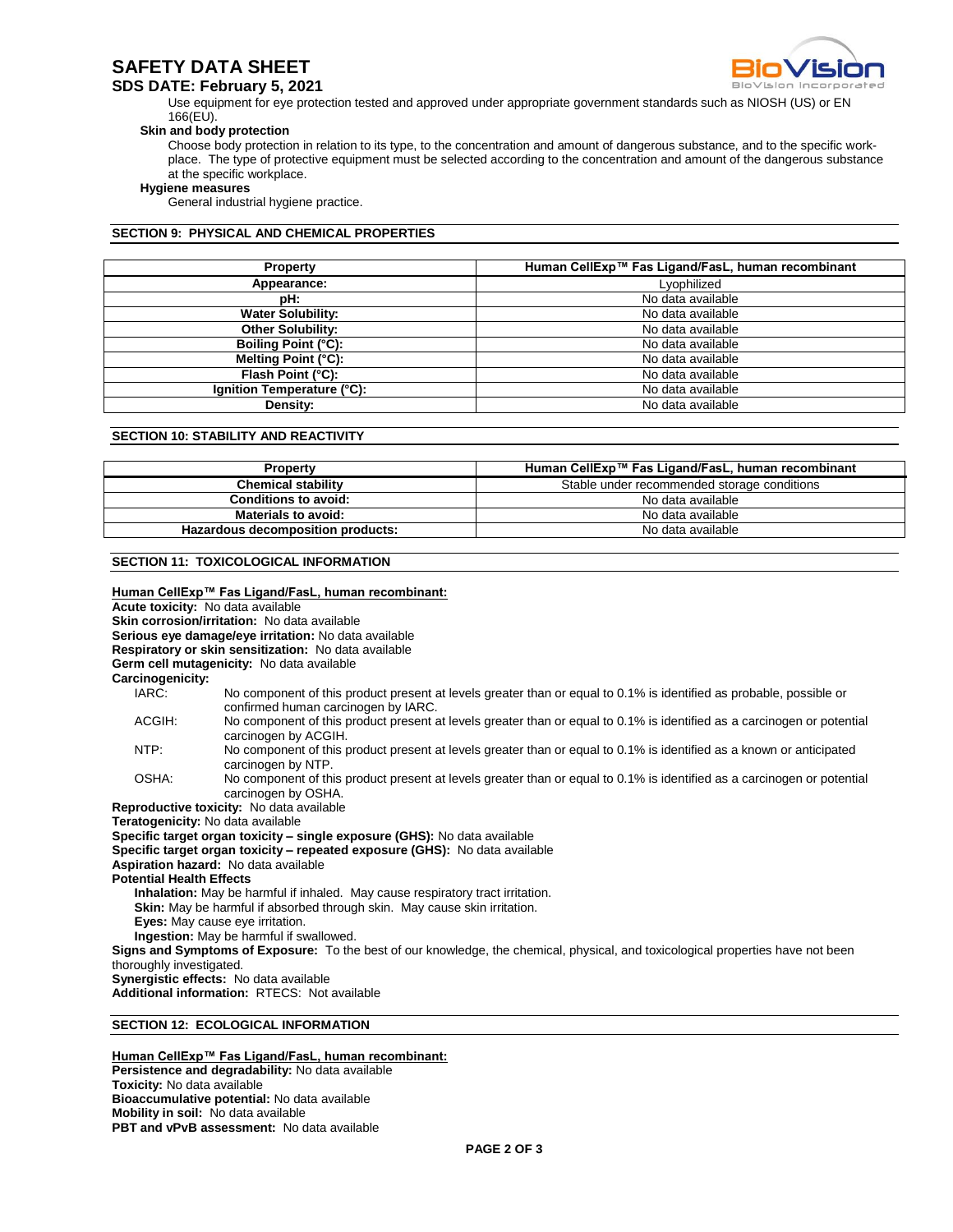Use equipment for eye protection tested and approved under appropriate government standards such as NIOSH (US) or EN 166(EU).

**Skin and body protection**

Choose body protection in relation to its type, to the concentration and amount of dangerous substance, and to the specific work-place. The type of protective equipment must be selected according to the concentration and amount of the dangerous substance at the specific workplace.

**Hygiene measures**

General industrial hygiene practice.

## SECTION 9: PHYSICAL AND CHEMICAL PROPERTIES

| Property | Human CellExp™ Fas Ligand/FasL, human recombinant |
|---|---|
| **Appearance:** | Lyophilized |
| **pH:** | No data available |
| **Water Solubility:** | No data available |
| **Other Solubility:** | No data available |
| **Boiling Point (°C):** | No data available |
| **Melting Point (°C):** | No data available |
| **Flash Point (°C):** | No data available |
| **Ignition Temperature (°C):** | No data available |
| **Density:** | No data available |

## SECTION 10: STABILITY AND REACTIVITY

| Property | Human CellExp™ Fas Ligand/FasL, human recombinant |
|---|---|
| **Chemical stability** | Stable under recommended storage conditions |
| **Conditions to avoid:** | No data available |
| **Materials to avoid:** | No data available |
| **Hazardous decomposition products:** | No data available |

## SECTION 11: TOXICOLOGICAL INFORMATION

**Human CellExp™ Fas Ligand/FasL, human recombinant:**

**Acute toxicity:** No data available
**Skin corrosion/irritation:** No data available
**Serious eye damage/eye irritation:** No data available
**Respiratory or skin sensitization:** No data available
**Germ cell mutagenicity:** No data available
**Carcinogenicity:**

- IARC: No component of this product present at levels greater than or equal to 0.1% is identified as probable, possible or confirmed human carcinogen by IARC.
- ACGIH: No component of this product present at levels greater than or equal to 0.1% is identified as a carcinogen or potential carcinogen by ACGIH.
- NTP: No component of this product present at levels greater than or equal to 0.1% is identified as a known or anticipated carcinogen by NTP.
- OSHA: No component of this product present at levels greater than or equal to 0.1% is identified as a carcinogen or potential carcinogen by OSHA.

**Reproductive toxicity:** No data available
**Teratogenicity:** No data available
**Specific target organ toxicity – single exposure (GHS):** No data available
**Specific target organ toxicity – repeated exposure (GHS):** No data available
**Aspiration hazard:** No data available
**Potential Health Effects**

- **Inhalation:** May be harmful if inhaled. May cause respiratory tract irritation.
- **Skin:** May be harmful if absorbed through skin. May cause skin irritation.
- **Eyes:** May cause eye irritation.
- **Ingestion:** May be harmful if swallowed.

**Signs and Symptoms of Exposure:** To the best of our knowledge, the chemical, physical, and toxicological properties have not been thoroughly investigated.
**Synergistic effects:** No data available
**Additional information:** RTECS: Not available

## SECTION 12: ECOLOGICAL INFORMATION

**Human CellExp™ Fas Ligand/FasL, human recombinant:**

**Persistence and degradability:** No data available
**Toxicity:** No data available
**Bioaccumulative potential:** No data available
**Mobility in soil:** No data available
**PBT and vPvB assessment:** No data available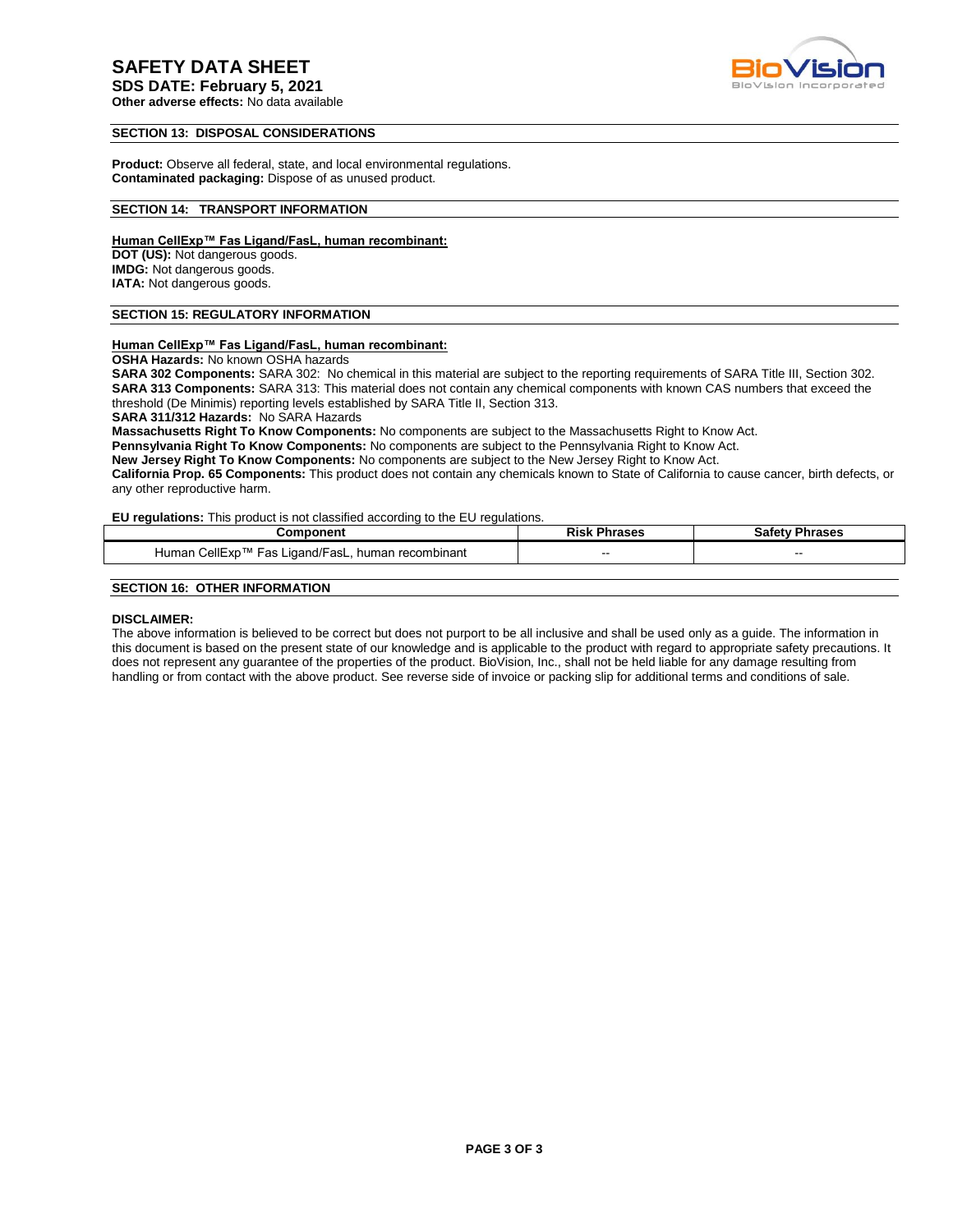**Other adverse effects:** No data available

## SECTION 13: DISPOSAL CONSIDERATIONS

**Product:** Observe all federal, state, and local environmental regulations.
**Contaminated packaging:** Dispose of as unused product.

## SECTION 14: TRANSPORT INFORMATION

**Human CellExp™ Fas Ligand/FasL, human recombinant:**
**DOT (US):** Not dangerous goods.
**IMDG:** Not dangerous goods.
**IATA:** Not dangerous goods.

## SECTION 15: REGULATORY INFORMATION

**Human CellExp™ Fas Ligand/FasL, human recombinant:**
**OSHA Hazards:** No known OSHA hazards
**SARA 302 Components:** SARA 302: No chemical in this material are subject to the reporting requirements of SARA Title III, Section 302.
**SARA 313 Components:** SARA 313: This material does not contain any chemical components with known CAS numbers that exceed the threshold (De Minimis) reporting levels established by SARA Title II, Section 313.
**SARA 311/312 Hazards:** No SARA Hazards
**Massachusetts Right To Know Components:** No components are subject to the Massachusetts Right to Know Act.
**Pennsylvania Right To Know Components:** No components are subject to the Pennsylvania Right to Know Act.
**New Jersey Right To Know Components:** No components are subject to the New Jersey Right to Know Act.
**California Prop. 65 Components:** This product does not contain any chemicals known to State of California to cause cancer, birth defects, or any other reproductive harm.

**EU regulations:** This product is not classified according to the EU regulations.

| Component | Risk Phrases | Safety Phrases |
|---|---|---|
| Human CellExp™ Fas Ligand/FasL, human recombinant | -- | -- |

## SECTION 16: OTHER INFORMATION

**DISCLAIMER:**
The above information is believed to be correct but does not purport to be all inclusive and shall be used only as a guide. The information in this document is based on the present state of our knowledge and is applicable to the product with regard to appropriate safety precautions. It does not represent any guarantee of the properties of the product. BioVision, Inc., shall not be held liable for any damage resulting from handling or from contact with the above product. See reverse side of invoice or packing slip for additional terms and conditions of sale.